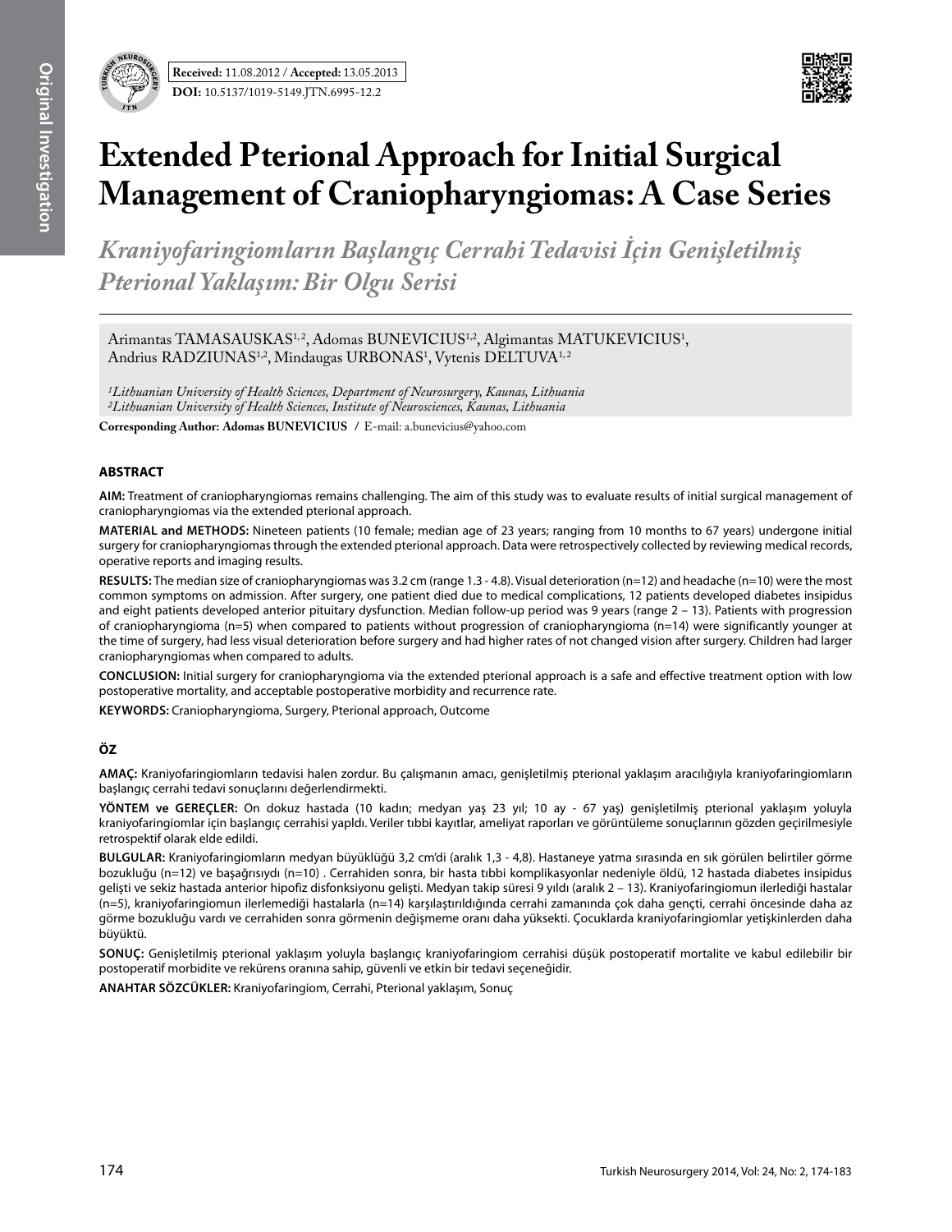Received: 11.08.2012 / Accepted: 13.05.2013

DOI: 10.5137/1019-5149.JTN.6995-12.2

# Extended Pterional Approach for Initial Surgical Management of Craniopharyngiomas: A Case Series

*Kraniyofaringiomların Başlangıç Cerrahi Tedavisi İçin Genişletilmiş Pterional Yaklaşım: Bir Olgu Serisi*

Arimantas TAMASAUSKAS[1,2], Adomas BUNEVICIUS[1,2], Algimantas MATUKEVICIUS[1], Andrius RADZIUNAS[1,2], Mindaugas URBONAS[1], Vytenis DELTUVA[1,2]

*[1]Lithuanian University of Health Sciences, Department of Neurosurgery, Kaunas, Lithuania*
*[2]Lithuanian University of Health Sciences, Institute of Neurosciences, Kaunas, Lithuania*

**Corresponding Author: Adomas BUNEVICIUS** / E-mail: a.bunevicius@yahoo.com

## ABSTRACT

**AIM:** Treatment of craniopharyngiomas remains challenging. The aim of this study was to evaluate results of initial surgical management of craniopharyngiomas via the extended pterional approach.

**MATERIAL and METHODS:** Nineteen patients (10 female; median age of 23 years; ranging from 10 months to 67 years) undergone initial surgery for craniopharyngiomas through the extended pterional approach. Data were retrospectively collected by reviewing medical records, operative reports and imaging results.

**RESULTS:** The median size of craniopharyngiomas was 3.2 cm (range 1.3 - 4.8). Visual deterioration (n=12) and headache (n=10) were the most common symptoms on admission. After surgery, one patient died due to medical complications, 12 patients developed diabetes insipidus and eight patients developed anterior pituitary dysfunction. Median follow-up period was 9 years (range 2 – 13). Patients with progression of craniopharyngioma (n=5) when compared to patients without progression of craniopharyngioma (n=14) were significantly younger at the time of surgery, had less visual deterioration before surgery and had higher rates of not changed vision after surgery. Children had larger craniopharyngiomas when compared to adults.

**CONCLUSION:** Initial surgery for craniopharyngioma via the extended pterional approach is a safe and effective treatment option with low postoperative mortality, and acceptable postoperative morbidity and recurrence rate.

**KEYWORDS:** Craniopharyngioma, Surgery, Pterional approach, Outcome

## ÖZ

**AMAÇ:** Kraniyofaringiomların tedavisi halen zordur. Bu çalışmanın amacı, genişletilmiş pterional yaklaşım aracılığıyla kraniyofaringiomların başlangıç cerrahi tedavi sonuçlarını değerlendirmekti.

**YÖNTEM ve GEREÇLER:** On dokuz hastada (10 kadın; medyan yaş 23 yıl; 10 ay - 67 yaş) genişletilmiş pterional yaklaşım yoluyla kraniyofaringiomlar için başlangıç cerrahisi yapıldı. Veriler tıbbi kayıtlar, ameliyat raporları ve görüntüleme sonuçlarının gözden geçirilmesiyle retrospektif olarak elde edildi.

**BULGULAR:** Kraniyofaringiomların medyan büyüklüğü 3,2 cm'di (aralık 1,3 - 4,8). Hastaneye yatma sırasında en sık görülen belirtiler görme bozukluğu (n=12) ve başağrısıydı (n=10) . Cerrahiden sonra, bir hasta tıbbi komplikasyonlar nedeniyle öldü, 12 hastada diabetes insipidus gelişti ve sekiz hastada anterior hipofiz disfonksiyonu gelişti. Medyan takip süresi 9 yıldı (aralık 2 – 13). Kraniyofaringiomun ilerlediği hastalar (n=5), kraniyofaringiomun ilerlemediği hastalarla (n=14) karşılaştırıldığında cerrahi zamanında çok daha gençti, cerrahi öncesinde daha az görme bozukluğu vardı ve cerrahiden sonra görmenin değişmeme oranı daha yüksekti. Çocuklarda kraniyofaringiomlar yetişkinlerden daha büyüktü.

**SONUÇ:** Genişletilmiş pterional yaklaşım yoluyla başlangıç kraniyofaringiom cerrahisi düşük postoperatif mortalite ve kabul edilebilir bir postoperatif morbidite ve rekürens oranına sahip, güvenli ve etkin bir tedavi seçeneğidir.

**ANAHTAR SÖZCÜKLER:** Kraniyofaringiom, Cerrahi, Pterional yaklaşım, Sonuç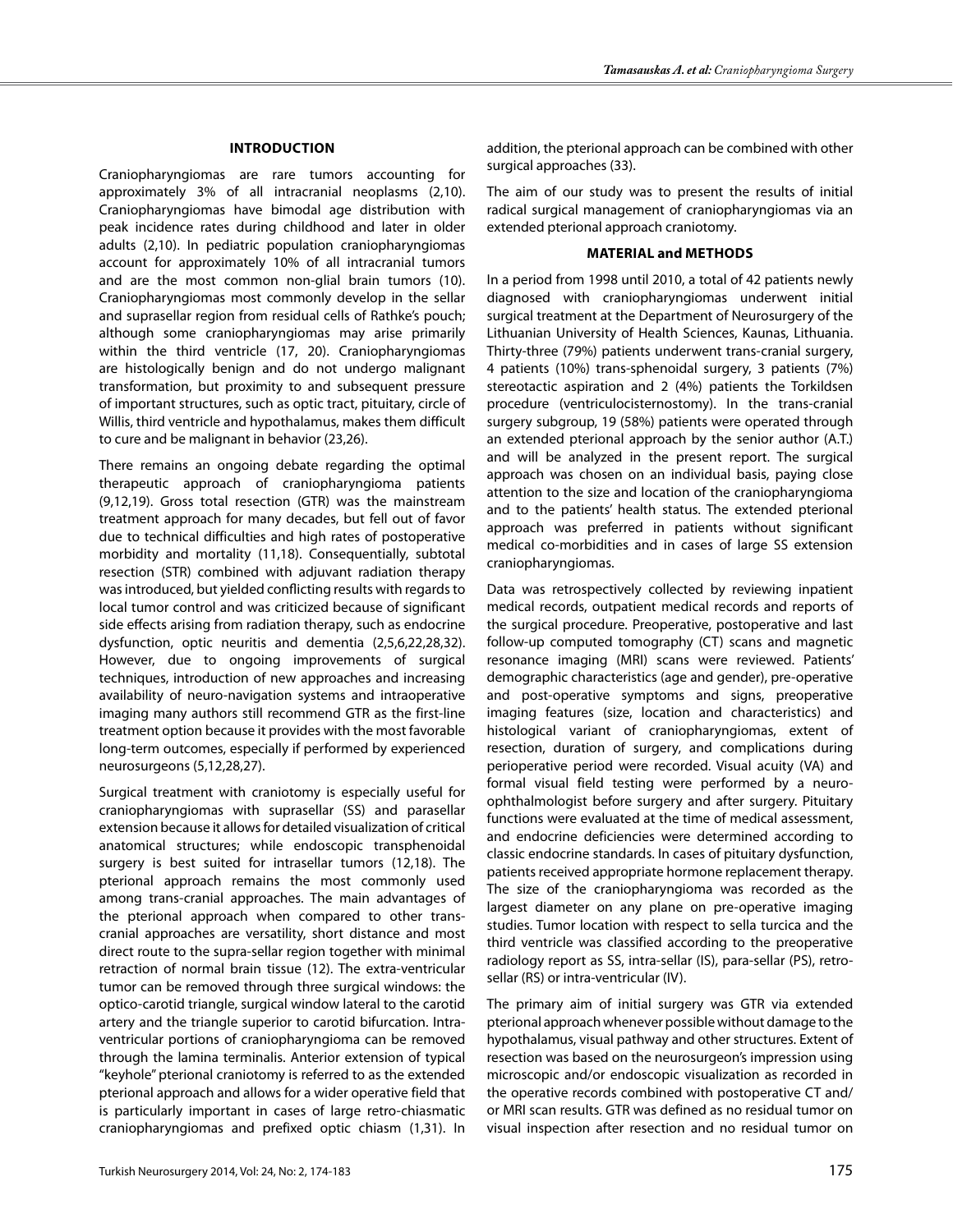## INTRODUCTION

Craniopharyngiomas are rare tumors accounting for approximately 3% of all intracranial neoplasms (2,10). Craniopharyngiomas have bimodal age distribution with peak incidence rates during childhood and later in older adults (2,10). In pediatric population craniopharyngiomas account for approximately 10% of all intracranial tumors and are the most common non-glial brain tumors (10). Craniopharyngiomas most commonly develop in the sellar and suprasellar region from residual cells of Rathke's pouch; although some craniopharyngiomas may arise primarily within the third ventricle (17, 20). Craniopharyngiomas are histologically benign and do not undergo malignant transformation, but proximity to and subsequent pressure of important structures, such as optic tract, pituitary, circle of Willis, third ventricle and hypothalamus, makes them difficult to cure and be malignant in behavior (23,26).

There remains an ongoing debate regarding the optimal therapeutic approach of craniopharyngioma patients (9,12,19). Gross total resection (GTR) was the mainstream treatment approach for many decades, but fell out of favor due to technical difficulties and high rates of postoperative morbidity and mortality (11,18). Consequentially, subtotal resection (STR) combined with adjuvant radiation therapy was introduced, but yielded conflicting results with regards to local tumor control and was criticized because of significant side effects arising from radiation therapy, such as endocrine dysfunction, optic neuritis and dementia (2,5,6,22,28,32). However, due to ongoing improvements of surgical techniques, introduction of new approaches and increasing availability of neuro-navigation systems and intraoperative imaging many authors still recommend GTR as the first-line treatment option because it provides with the most favorable long-term outcomes, especially if performed by experienced neurosurgeons (5,12,28,27).

Surgical treatment with craniotomy is especially useful for craniopharyngiomas with suprasellar (SS) and parasellar extension because it allows for detailed visualization of critical anatomical structures; while endoscopic transphenoidal surgery is best suited for intrasellar tumors (12,18). The pterional approach remains the most commonly used among trans-cranial approaches. The main advantages of the pterional approach when compared to other trans-cranial approaches are versatility, short distance and most direct route to the supra-sellar region together with minimal retraction of normal brain tissue (12). The extra-ventricular tumor can be removed through three surgical windows: the optico-carotid triangle, surgical window lateral to the carotid artery and the triangle superior to carotid bifurcation. Intra-ventricular portions of craniopharyngioma can be removed through the lamina terminalis. Anterior extension of typical "keyhole" pterional craniotomy is referred to as the extended pterional approach and allows for a wider operative field that is particularly important in cases of large retro-chiasmatic craniopharyngiomas and prefixed optic chiasm (1,31). In addition, the pterional approach can be combined with other surgical approaches (33).

The aim of our study was to present the results of initial radical surgical management of craniopharyngiomas via an extended pterional approach craniotomy.

## MATERIAL and METHODS

In a period from 1998 until 2010, a total of 42 patients newly diagnosed with craniopharyngiomas underwent initial surgical treatment at the Department of Neurosurgery of the Lithuanian University of Health Sciences, Kaunas, Lithuania. Thirty-three (79%) patients underwent trans-cranial surgery, 4 patients (10%) trans-sphenoidal surgery, 3 patients (7%) stereotactic aspiration and 2 (4%) patients the Torkildsen procedure (ventriculocisternostomy). In the trans-cranial surgery subgroup, 19 (58%) patients were operated through an extended pterional approach by the senior author (A.T.) and will be analyzed in the present report. The surgical approach was chosen on an individual basis, paying close attention to the size and location of the craniopharyngioma and to the patients' health status. The extended pterional approach was preferred in patients without significant medical co-morbidities and in cases of large SS extension craniopharyngiomas.

Data was retrospectively collected by reviewing inpatient medical records, outpatient medical records and reports of the surgical procedure. Preoperative, postoperative and last follow-up computed tomography (CT) scans and magnetic resonance imaging (MRI) scans were reviewed. Patients' demographic characteristics (age and gender), pre-operative and post-operative symptoms and signs, preoperative imaging features (size, location and characteristics) and histological variant of craniopharyngiomas, extent of resection, duration of surgery, and complications during perioperative period were recorded. Visual acuity (VA) and formal visual field testing were performed by a neuro-ophthalmologist before surgery and after surgery. Pituitary functions were evaluated at the time of medical assessment, and endocrine deficiencies were determined according to classic endocrine standards. In cases of pituitary dysfunction, patients received appropriate hormone replacement therapy. The size of the craniopharyngioma was recorded as the largest diameter on any plane on pre-operative imaging studies. Tumor location with respect to sella turcica and the third ventricle was classified according to the preoperative radiology report as SS, intra-sellar (IS), para-sellar (PS), retro-sellar (RS) or intra-ventricular (IV).

The primary aim of initial surgery was GTR via extended pterional approach whenever possible without damage to the hypothalamus, visual pathway and other structures. Extent of resection was based on the neurosurgeon's impression using microscopic and/or endoscopic visualization as recorded in the operative records combined with postoperative CT and/or MRI scan results. GTR was defined as no residual tumor on visual inspection after resection and no residual tumor on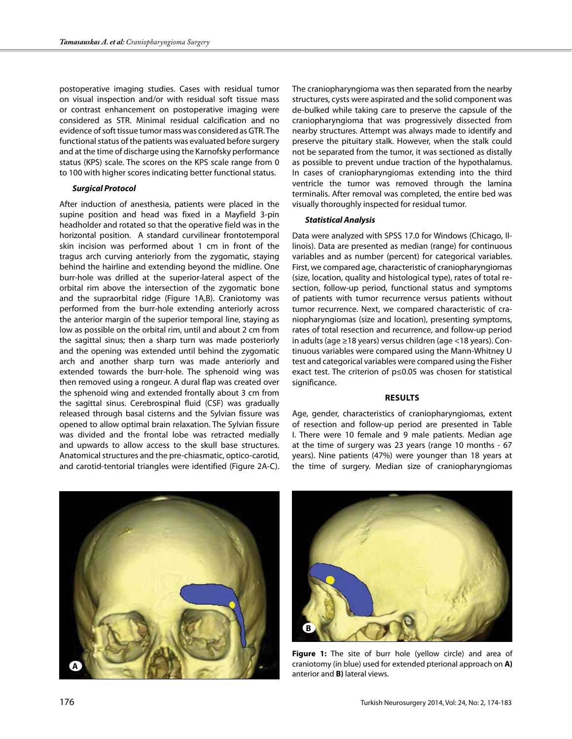postoperative imaging studies. Cases with residual tumor on visual inspection and/or with residual soft tissue mass or contrast enhancement on postoperative imaging were considered as STR. Minimal residual calcification and no evidence of soft tissue tumor mass was considered as GTR. The functional status of the patients was evaluated before surgery and at the time of discharge using the Karnofsky performance status (KPS) scale. The scores on the KPS scale range from 0 to 100 with higher scores indicating better functional status.

### *Surgical Protocol*

After induction of anesthesia, patients were placed in the supine position and head was fixed in a Mayfield 3-pin headholder and rotated so that the operative field was in the horizontal position. A standard curvilinear frontotemporal skin incision was performed about 1 cm in front of the tragus arch curving anteriorly from the zygomatic, staying behind the hairline and extending beyond the midline. One burr-hole was drilled at the superior-lateral aspect of the orbital rim above the intersection of the zygomatic bone and the supraorbital ridge (Figure 1A,B). Craniotomy was performed from the burr-hole extending anteriorly across the anterior margin of the superior temporal line, staying as low as possible on the orbital rim, until and about 2 cm from the sagittal sinus; then a sharp turn was made posteriorly and the opening was extended until behind the zygomatic arch and another sharp turn was made anteriorly and extended towards the burr-hole. The sphenoid wing was then removed using a rongeur. A dural flap was created over the sphenoid wing and extended frontally about 3 cm from the sagittal sinus. Cerebrospinal fluid (CSF) was gradually released through basal cisterns and the Sylvian fissure was opened to allow optimal brain relaxation. The Sylvian fissure was divided and the frontal lobe was retracted medially and upwards to allow access to the skull base structures. Anatomical structures and the pre-chiasmatic, optico-carotid, and carotid-tentorial triangles were identified (Figure 2A-C). The craniopharyngioma was then separated from the nearby structures, cysts were aspirated and the solid component was de-bulked while taking care to preserve the capsule of the craniopharyngioma that was progressively dissected from nearby structures. Attempt was always made to identify and preserve the pituitary stalk. However, when the stalk could not be separated from the tumor, it was sectioned as distally as possible to prevent undue traction of the hypothalamus. In cases of craniopharyngiomas extending into the third ventricle the tumor was removed through the lamina terminalis. After removal was completed, the entire bed was visually thoroughly inspected for residual tumor.

### *Statistical Analysis*

Data were analyzed with SPSS 17.0 for Windows (Chicago, Illinois). Data are presented as median (range) for continuous variables and as number (percent) for categorical variables. First, we compared age, characteristic of craniopharyngiomas (size, location, quality and histological type), rates of total resection, follow-up period, functional status and symptoms of patients with tumor recurrence versus patients without tumor recurrence. Next, we compared characteristic of craniopharyngiomas (size and location), presenting symptoms, rates of total resection and recurrence, and follow-up period in adults (age ≥18 years) versus children (age <18 years). Continuous variables were compared using the Mann-Whitney U test and categorical variables were compared using the Fisher exact test. The criterion of $p \leq 0.05$ was chosen for statistical significance.

## RESULTS

Age, gender, characteristics of craniopharyngiomas, extent of resection and follow-up period are presented in Table I. There were 10 female and 9 male patients. Median age at the time of surgery was 23 years (range 10 months - 67 years). Nine patients (47%) were younger than 18 years at the time of surgery. Median size of craniopharyngiomas

**Figure 1:** The site of burr hole (yellow circle) and area of craniotomy (in blue) used for extended pterional approach on **A)** anterior and **B)** lateral views.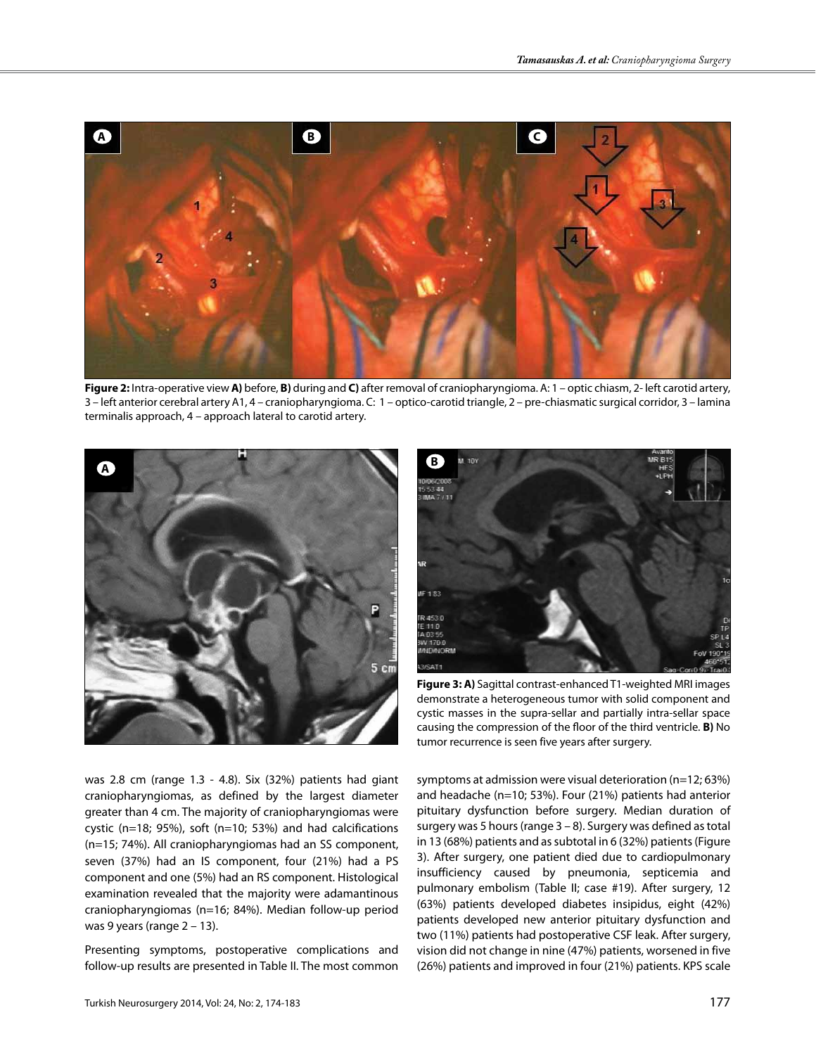**Figure 2:** Intra-operative view **A)** before, **B)** during and **C)** after removal of craniopharyngioma. A: 1 – optic chiasm, 2- left carotid artery, 3 – left anterior cerebral artery A1, 4 – craniopharyngioma. C: 1 – optico-carotid triangle, 2 – pre-chiasmatic surgical corridor, 3 – lamina terminalis approach, 4 – approach lateral to carotid artery.

**Figure 3: A)** Sagittal contrast-enhanced T1-weighted MRI images demonstrate a heterogeneous tumor with solid component and cystic masses in the supra-sellar and partially intra-sellar space causing the compression of the floor of the third ventricle. **B)** No tumor recurrence is seen five years after surgery.

was 2.8 cm (range 1.3 - 4.8). Six (32%) patients had giant craniopharyngiomas, as defined by the largest diameter greater than 4 cm. The majority of craniopharyngiomas were cystic (n=18; 95%), soft (n=10; 53%) and had calcifications (n=15; 74%). All craniopharyngiomas had an SS component, seven (37%) had an IS component, four (21%) had a PS component and one (5%) had an RS component. Histological examination revealed that the majority were adamantinous craniopharyngiomas (n=16; 84%). Median follow-up period was 9 years (range 2 – 13).

Presenting symptoms, postoperative complications and follow-up results are presented in Table II. The most common symptoms at admission were visual deterioration (n=12; 63%) and headache (n=10; 53%). Four (21%) patients had anterior pituitary dysfunction before surgery. Median duration of surgery was 5 hours (range 3 – 8). Surgery was defined as total in 13 (68%) patients and as subtotal in 6 (32%) patients (Figure 3). After surgery, one patient died due to cardiopulmonary insufficiency caused by pneumonia, septicemia and pulmonary embolism (Table II; case #19). After surgery, 12 (63%) patients developed diabetes insipidus, eight (42%) patients developed new anterior pituitary dysfunction and two (11%) patients had postoperative CSF leak. After surgery, vision did not change in nine (47%) patients, worsened in five (26%) patients and improved in four (21%) patients. KPS scale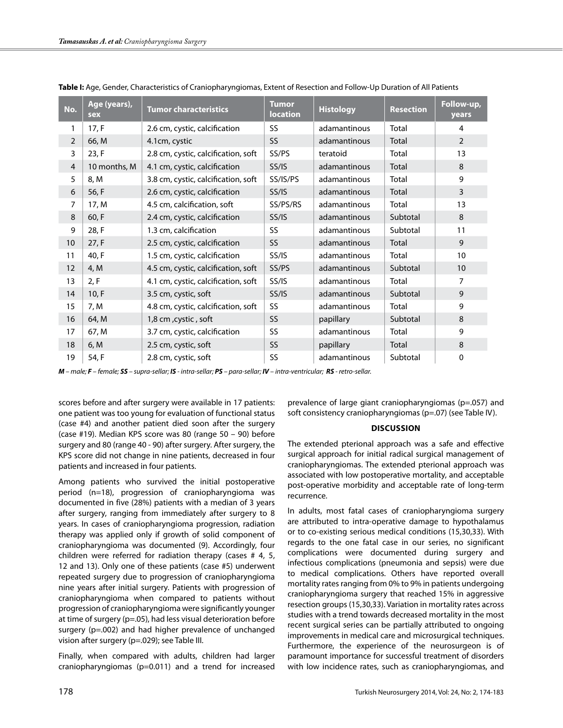**Table I:** Age, Gender, Characteristics of Craniopharyngiomas, Extent of Resection and Follow-Up Duration of All Patients

| No. | Age (years), sex | Tumor characteristics | Tumor location | Histology | Resection | Follow-up, years |
|---|---|---|---|---|---|---|
| 1 | 17, F | 2.6 cm, cystic, calcification | SS | adamantinous | Total | 4 |
| 2 | 66, M | 4.1cm, cystic | SS | adamantinous | Total | 2 |
| 3 | 23, F | 2.8 cm, cystic, calcification, soft | SS/PS | teratoid | Total | 13 |
| 4 | 10 months, M | 4.1 cm, cystic, calcification | SS/IS | adamantinous | Total | 8 |
| 5 | 8, M | 3.8 cm, cystic, calcification, soft | SS/IS/PS | adamantinous | Total | 9 |
| 6 | 56, F | 2.6 cm, cystic, calcification | SS/IS | adamantinous | Total | 3 |
| 7 | 17, M | 4.5 cm, calcification, soft | SS/PS/RS | adamantinous | Total | 13 |
| 8 | 60, F | 2.4 cm, cystic, calcification | SS/IS | adamantinous | Subtotal | 8 |
| 9 | 28, F | 1.3 cm, calcification | SS | adamantinous | Subtotal | 11 |
| 10 | 27, F | 2.5 cm, cystic, calcification | SS | adamantinous | Total | 9 |
| 11 | 40, F | 1.5 cm, cystic, calcification | SS/IS | adamantinous | Total | 10 |
| 12 | 4, M | 4.5 cm, cystic, calcification, soft | SS/PS | adamantinous | Subtotal | 10 |
| 13 | 2, F | 4.1 cm, cystic, calcification, soft | SS/IS | adamantinous | Total | 7 |
| 14 | 10, F | 3.5 cm, cystic, soft | SS/IS | adamantinous | Subtotal | 9 |
| 15 | 7, M | 4.8 cm, cystic, calcification, soft | SS | adamantinous | Total | 9 |
| 16 | 64, M | 1,8 cm ,cystic , soft | SS | papillary | Subtotal | 8 |
| 17 | 67, M | 3.7 cm, cystic, calcification | SS | adamantinous | Total | 9 |
| 18 | 6, M | 2.5 cm, cystic, soft | SS | papillary | Total | 8 |
| 19 | 54, F | 2.8 cm, cystic, soft | SS | adamantinous | Subtotal | 0 |

***M** – male; **F** – female; **SS** – supra-sellar; **IS** - intra-sellar; **PS** – para-sellar; **IV** – intra-ventricular; **RS** - retro-sellar.*

scores before and after surgery were available in 17 patients: one patient was too young for evaluation of functional status (case #4) and another patient died soon after the surgery (case #19). Median KPS score was 80 (range 50 – 90) before surgery and 80 (range 40 - 90) after surgery. After surgery, the KPS score did not change in nine patients, decreased in four patients and increased in four patients.

Among patients who survived the initial postoperative period (n=18), progression of craniopharyngioma was documented in five (28%) patients with a median of 3 years after surgery, ranging from immediately after surgery to 8 years. In cases of craniopharyngioma progression, radiation therapy was applied only if growth of solid component of craniopharyngioma was documented (9). Accordingly, four children were referred for radiation therapy (cases # 4, 5, 12 and 13). Only one of these patients (case #5) underwent repeated surgery due to progression of craniopharyngioma nine years after initial surgery. Patients with progression of craniopharyngioma when compared to patients without progression of craniopharyngioma were significantly younger at time of surgery (p=.05), had less visual deterioration before surgery (p=.002) and had higher prevalence of unchanged vision after surgery (p=.029); see Table III.

Finally, when compared with adults, children had larger craniopharyngiomas (p=0.011) and a trend for increased prevalence of large giant craniopharyngiomas (p=.057) and soft consistency craniopharyngiomas (p=.07) (see Table IV).

## DISCUSSION

The extended pterional approach was a safe and effective surgical approach for initial radical surgical management of craniopharyngiomas. The extended pterional approach was associated with low postoperative mortality, and acceptable post-operative morbidity and acceptable rate of long-term recurrence.

In adults, most fatal cases of craniopharyngioma surgery are attributed to intra-operative damage to hypothalamus or to co-existing serious medical conditions (15,30,33). With regards to the one fatal case in our series, no significant complications were documented during surgery and infectious complications (pneumonia and sepsis) were due to medical complications. Others have reported overall mortality rates ranging from 0% to 9% in patients undergoing craniopharyngioma surgery that reached 15% in aggressive resection groups (15,30,33). Variation in mortality rates across studies with a trend towards decreased mortality in the most recent surgical series can be partially attributed to ongoing improvements in medical care and microsurgical techniques. Furthermore, the experience of the neurosurgeon is of paramount importance for successful treatment of disorders with low incidence rates, such as craniopharyngiomas, and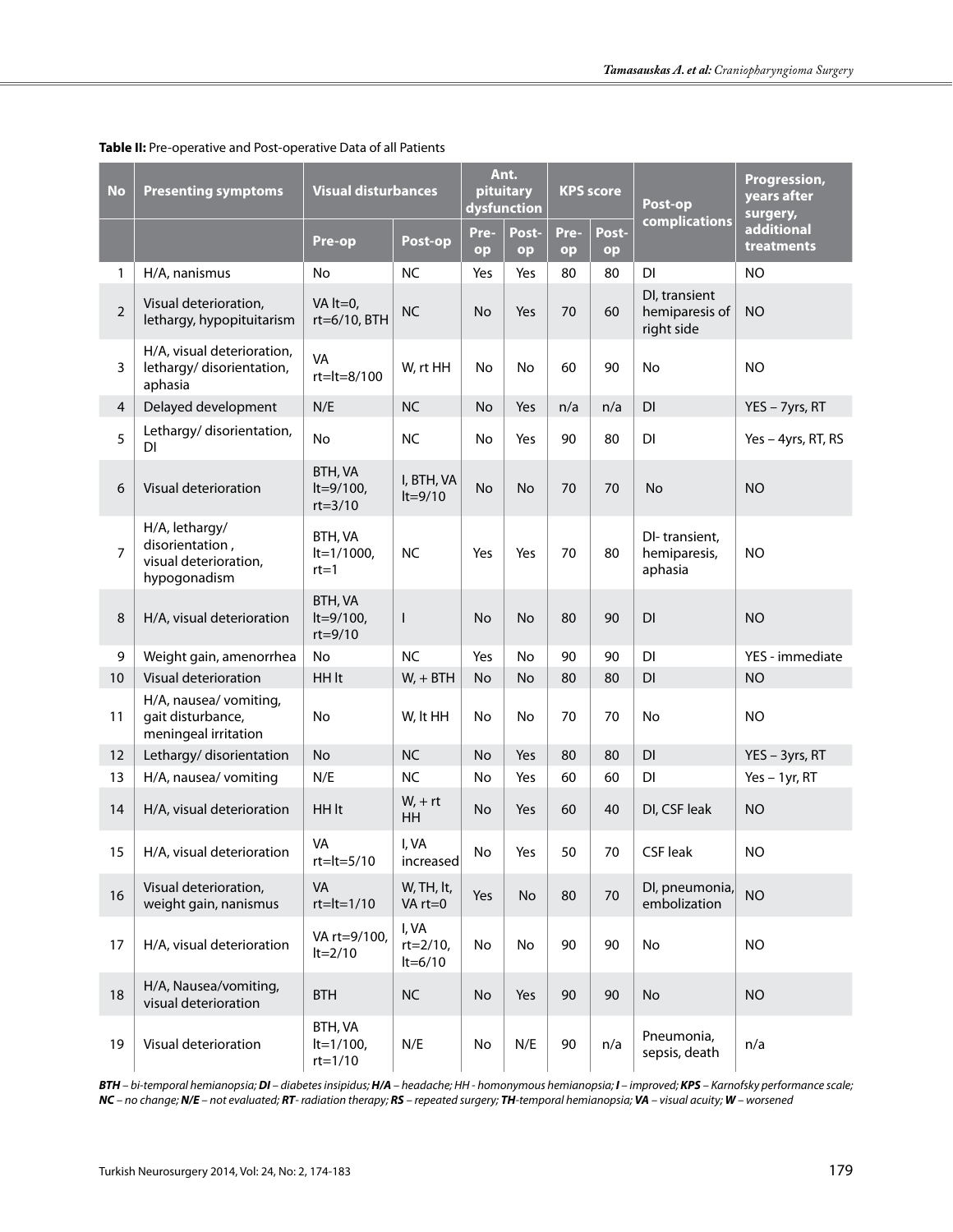**Table II:** Pre-operative and Post-operative Data of all Patients

| No | Presenting symptoms | Visual disturbances | | Ant. pituitary dysfunction | | KPS score | | Post-op complications | Progression, years after surgery, additional treatments |
|---|---|---|---|---|---|---|---|---|---|
| | | Pre-op | Post-op | Pre-op | Post-op | Pre-op | Post-op | | |
| 1 | H/A, nanismus | No | NC | Yes | Yes | 80 | 80 | DI | NO |
| 2 | Visual deterioration, lethargy, hypopituitarism | VA lt=0, rt=6/10, BTH | NC | No | Yes | 70 | 60 | DI, transient hemiparesis of right side | NO |
| 3 | H/A, visual deterioration, lethargy/ disorientation, aphasia | VA rt=lt=8/100 | W, rt HH | No | No | 60 | 90 | No | NO |
| 4 | Delayed development | N/E | NC | No | Yes | n/a | n/a | DI | YES – 7yrs, RT |
| 5 | Lethargy/ disorientation, DI | No | NC | No | Yes | 90 | 80 | DI | Yes – 4yrs, RT, RS |
| 6 | Visual deterioration | BTH, VA lt=9/100, rt=3/10 | I, BTH, VA lt=9/10 | No | No | 70 | 70 | No | NO |
| 7 | H/A, lethargy/ disorientation , visual deterioration, hypogonadism | BTH, VA lt=1/1000, rt=1 | NC | Yes | Yes | 70 | 80 | DI- transient, hemiparesis, aphasia | NO |
| 8 | H/A, visual deterioration | BTH, VA lt=9/100, rt=9/10 | I | No | No | 80 | 90 | DI | NO |
| 9 | Weight gain, amenorrhea | No | NC | Yes | No | 90 | 90 | DI | YES - immediate |
| 10 | Visual deterioration | HH lt | W, + BTH | No | No | 80 | 80 | DI | NO |
| 11 | H/A, nausea/ vomiting, gait disturbance, meningeal irritation | No | W, lt HH | No | No | 70 | 70 | No | NO |
| 12 | Lethargy/ disorientation | No | NC | No | Yes | 80 | 80 | DI | YES – 3yrs, RT |
| 13 | H/A, nausea/ vomiting | N/E | NC | No | Yes | 60 | 60 | DI | Yes – 1yr, RT |
| 14 | H/A, visual deterioration | HH lt | W, + rt HH | No | Yes | 60 | 40 | DI, CSF leak | NO |
| 15 | H/A, visual deterioration | VA rt=lt=5/10 | I, VA increased | No | Yes | 50 | 70 | CSF leak | NO |
| 16 | Visual deterioration, weight gain, nanismus | VA rt=lt=1/10 | W, TH, lt, VA rt=0 | Yes | No | 80 | 70 | DI, pneumonia, embolization | NO |
| 17 | H/A, visual deterioration | VA rt=9/100, lt=2/10 | I, VA rt=2/10, lt=6/10 | No | No | 90 | 90 | No | NO |
| 18 | H/A, Nausea/vomiting, visual deterioration | BTH | NC | No | Yes | 90 | 90 | No | NO |
| 19 | Visual deterioration | BTH, VA lt=1/100, rt=1/10 | N/E | No | N/E | 90 | n/a | Pneumonia, sepsis, death | n/a |

***BTH** – bi-temporal hemianopsia; **DI** – diabetes insipidus; **H/A** – headache; HH - homonymous hemianopsia; **I** – improved; **KPS** – Karnofsky performance scale; **NC** – no change; **N/E** – not evaluated; **RT**- radiation therapy; **RS** – repeated surgery; **TH**-temporal hemianopsia; **VA** – visual acuity; **W** – worsened*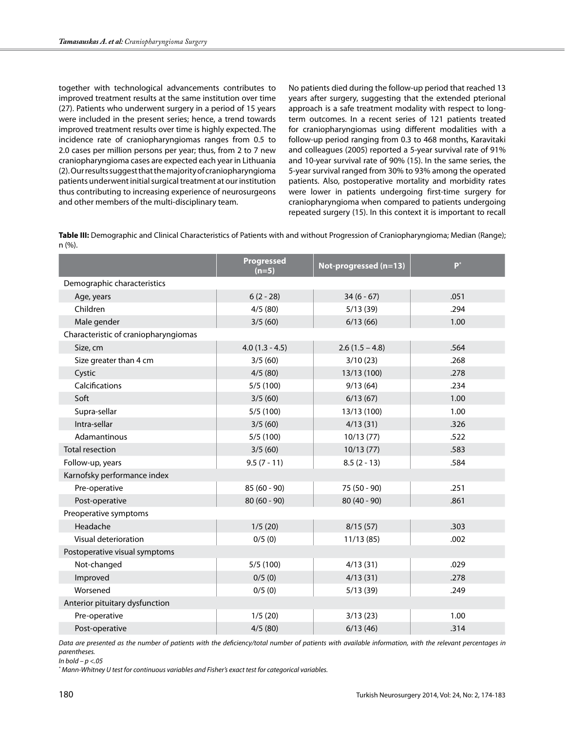together with technological advancements contributes to improved treatment results at the same institution over time (27). Patients who underwent surgery in a period of 15 years were included in the present series; hence, a trend towards improved treatment results over time is highly expected. The incidence rate of craniopharyngiomas ranges from 0.5 to 2.0 cases per million persons per year; thus, from 2 to 7 new craniopharyngioma cases are expected each year in Lithuania (2). Our results suggest that the majority of craniopharyngioma patients underwent initial surgical treatment at our institution thus contributing to increasing experience of neurosurgeons and other members of the multi-disciplinary team.

No patients died during the follow-up period that reached 13 years after surgery, suggesting that the extended pterional approach is a safe treatment modality with respect to long-term outcomes. In a recent series of 121 patients treated for craniopharyngiomas using different modalities with a follow-up period ranging from 0.3 to 468 months, Karavitaki and colleagues (2005) reported a 5-year survival rate of 91% and 10-year survival rate of 90% (15). In the same series, the 5-year survival ranged from 30% to 93% among the operated patients. Also, postoperative mortality and morbidity rates were lower in patients undergoing first-time surgery for craniopharyngioma when compared to patients undergoing repeated surgery (15). In this context it is important to recall

**Table III:** Demographic and Clinical Characteristics of Patients with and without Progression of Craniopharyngioma; Median (Range); n (%).

| | Progressed (n=5) | Not-progressed (n=13) | P* |
|---|---|---|---|
| Demographic characteristics | | | |
| Age, years | 6 (2 - 28) | 34 (6 - 67) | .051 |
| Children | 4/5 (80) | 5/13 (39) | .294 |
| Male gender | 3/5 (60) | 6/13 (66) | 1.00 |
| Characteristic of craniopharyngiomas | | | |
| Size, cm | 4.0 (1.3 - 4.5) | 2.6 (1.5 – 4.8) | .564 |
| Size greater than 4 cm | 3/5 (60) | 3/10 (23) | .268 |
| Cystic | 4/5 (80) | 13/13 (100) | .278 |
| Calcifications | 5/5 (100) | 9/13 (64) | .234 |
| Soft | 3/5 (60) | 6/13 (67) | 1.00 |
| Supra-sellar | 5/5 (100) | 13/13 (100) | 1.00 |
| Intra-sellar | 3/5 (60) | 4/13 (31) | .326 |
| Adamantinous | 5/5 (100) | 10/13 (77) | .522 |
| Total resection | 3/5 (60) | 10/13 (77) | .583 |
| Follow-up, years | 9.5 (7 - 11) | 8.5 (2 - 13) | .584 |
| Karnofsky performance index | | | |
| Pre-operative | 85 (60 - 90) | 75 (50 - 90) | .251 |
| Post-operative | 80 (60 - 90) | 80 (40 - 90) | .861 |
| Preoperative symptoms | | | |
| Headache | 1/5 (20) | 8/15 (57) | .303 |
| Visual deterioration | 0/5 (0) | 11/13 (85) | .002 |
| Postoperative visual symptoms | | | |
| Not-changed | 5/5 (100) | 4/13 (31) | .029 |
| Improved | 0/5 (0) | 4/13 (31) | .278 |
| Worsened | 0/5 (0) | 5/13 (39) | .249 |
| Anterior pituitary dysfunction | | | |
| Pre-operative | 1/5 (20) | 3/13 (23) | 1.00 |
| Post-operative | 4/5 (80) | 6/13 (46) | .314 |

*Data are presented as the number of patients with the deficiency/total number of patients with available information, with the relevant percentages in parentheses.*

*In bold – p <.05*

*\* Mann-Whitney U test for continuous variables and Fisher's exact test for categorical variables.*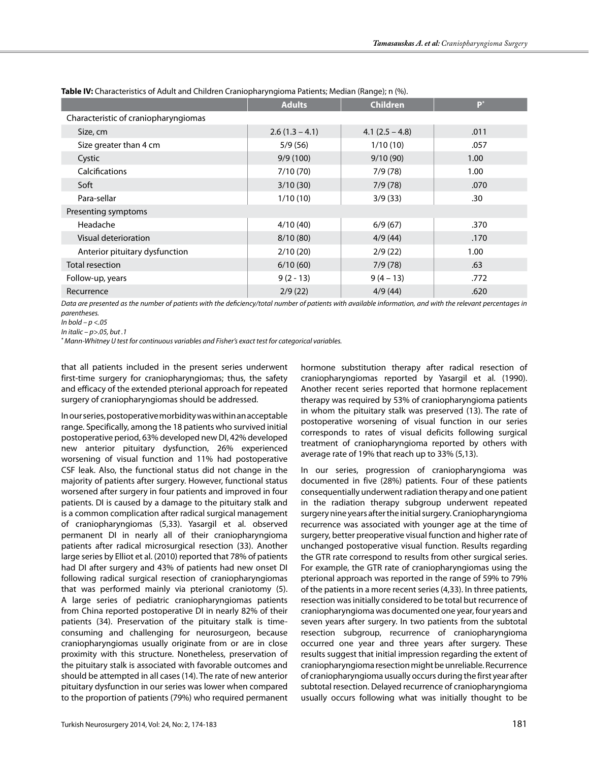**Table IV:** Characteristics of Adult and Children Craniopharyngioma Patients; Median (Range); n (%).

| | Adults | Children | P* |
|---|---|---|---|
| Characteristic of craniopharyngiomas | | | |
| Size, cm | 2.6 (1.3 – 4.1) | 4.1 (2.5 – 4.8) | .011 |
| Size greater than 4 cm | 5/9 (56) | 1/10 (10) | .057 |
| Cystic | 9/9 (100) | 9/10 (90) | 1.00 |
| Calcifications | 7/10 (70) | 7/9 (78) | 1.00 |
| Soft | 3/10 (30) | 7/9 (78) | .070 |
| Para-sellar | 1/10 (10) | 3/9 (33) | .30 |
| Presenting symptoms | | | |
| Headache | 4/10 (40) | 6/9 (67) | .370 |
| Visual deterioration | 8/10 (80) | 4/9 (44) | .170 |
| Anterior pituitary dysfunction | 2/10 (20) | 2/9 (22) | 1.00 |
| Total resection | 6/10 (60) | 7/9 (78) | .63 |
| Follow-up, years | 9 (2 - 13) | 9 (4 – 13) | .772 |
| Recurrence | 2/9 (22) | 4/9 (44) | .620 |

*Data are presented as the number of patients with the deficiency/total number of patients with available information, and with the relevant percentages in parentheses.*

*In bold – p <.05*

*In italic – p>.05, but .1*

\* *Mann-Whitney U test for continuous variables and Fisher's exact test for categorical variables.*

that all patients included in the present series underwent first-time surgery for craniopharyngiomas; thus, the safety and efficacy of the extended pterional approach for repeated surgery of craniopharyngiomas should be addressed.

In our series, postoperative morbidity was within an acceptable range. Specifically, among the 18 patients who survived initial postoperative period, 63% developed new DI, 42% developed new anterior pituitary dysfunction, 26% experienced worsening of visual function and 11% had postoperative CSF leak. Also, the functional status did not change in the majority of patients after surgery. However, functional status worsened after surgery in four patients and improved in four patients. DI is caused by a damage to the pituitary stalk and is a common complication after radical surgical management of craniopharyngiomas (5,33). Yasargil et al. observed permanent DI in nearly all of their craniopharyngioma patients after radical microsurgical resection (33). Another large series by Elliot et al. (2010) reported that 78% of patients had DI after surgery and 43% of patients had new onset DI following radical surgical resection of craniopharyngiomas that was performed mainly via pterional craniotomy (5). A large series of pediatric craniopharyngiomas patients from China reported postoperative DI in nearly 82% of their patients (34). Preservation of the pituitary stalk is time-consuming and challenging for neurosurgeon, because craniopharyngiomas usually originate from or are in close proximity with this structure. Nonetheless, preservation of the pituitary stalk is associated with favorable outcomes and should be attempted in all cases (14). The rate of new anterior pituitary dysfunction in our series was lower when compared to the proportion of patients (79%) who required permanent hormone substitution therapy after radical resection of craniopharyngiomas reported by Yasargil et al. (1990). Another recent series reported that hormone replacement therapy was required by 53% of craniopharyngioma patients in whom the pituitary stalk was preserved (13). The rate of postoperative worsening of visual function in our series corresponds to rates of visual deficits following surgical treatment of craniopharyngioma reported by others with average rate of 19% that reach up to 33% (5,13).

In our series, progression of craniopharyngioma was documented in five (28%) patients. Four of these patients consequentially underwent radiation therapy and one patient in the radiation therapy subgroup underwent repeated surgery nine years after the initial surgery. Craniopharyngioma recurrence was associated with younger age at the time of surgery, better preoperative visual function and higher rate of unchanged postoperative visual function. Results regarding the GTR rate correspond to results from other surgical series. For example, the GTR rate of craniopharyngiomas using the pterional approach was reported in the range of 59% to 79% of the patients in a more recent series (4,33). In three patients, resection was initially considered to be total but recurrence of craniopharyngioma was documented one year, four years and seven years after surgery. In two patients from the subtotal resection subgroup, recurrence of craniopharyngioma occurred one year and three years after surgery. These results suggest that initial impression regarding the extent of craniopharyngioma resection might be unreliable. Recurrence of craniopharyngioma usually occurs during the first year after subtotal resection. Delayed recurrence of craniopharyngioma usually occurs following what was initially thought to be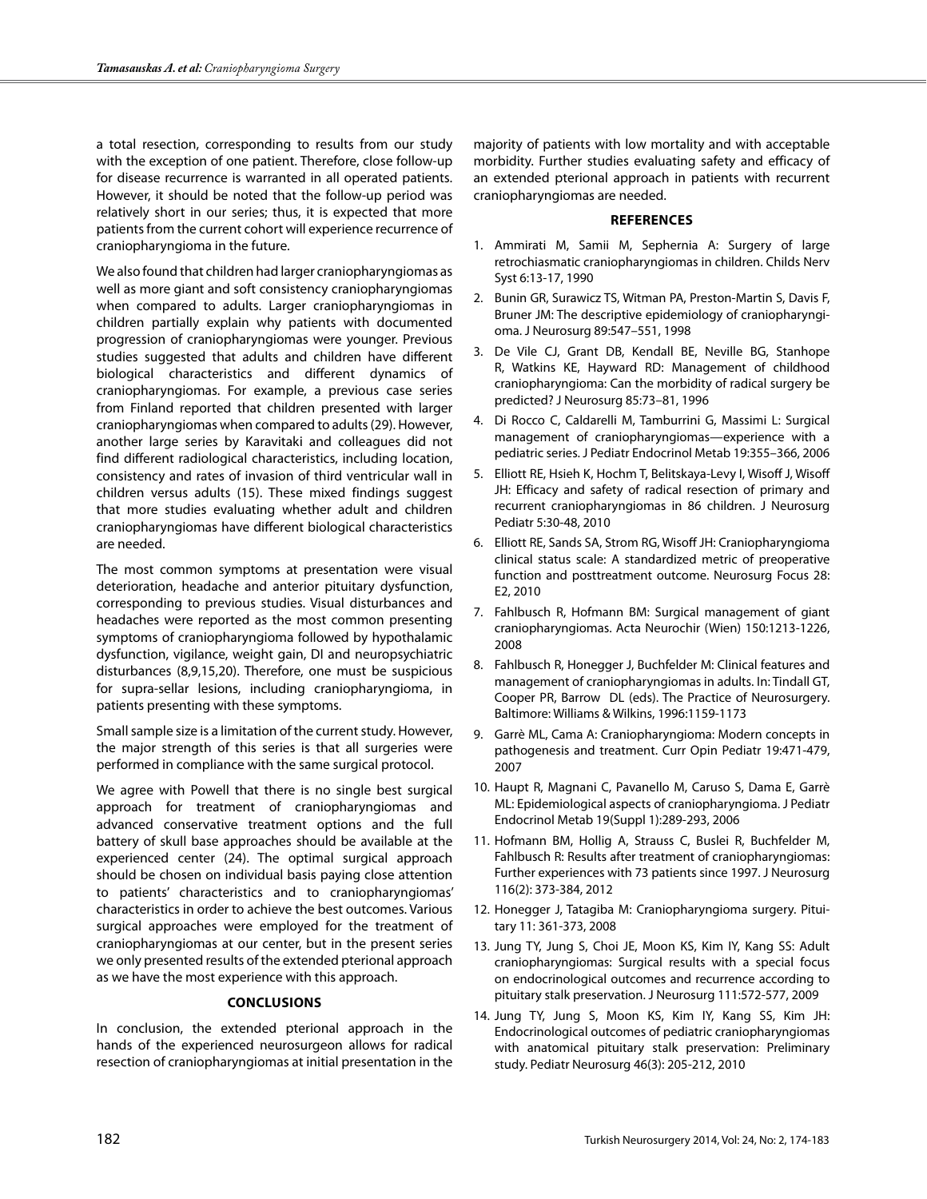a total resection, corresponding to results from our study with the exception of one patient. Therefore, close follow-up for disease recurrence is warranted in all operated patients. However, it should be noted that the follow-up period was relatively short in our series; thus, it is expected that more patients from the current cohort will experience recurrence of craniopharyngioma in the future.

We also found that children had larger craniopharyngiomas as well as more giant and soft consistency craniopharyngiomas when compared to adults. Larger craniopharyngiomas in children partially explain why patients with documented progression of craniopharyngiomas were younger. Previous studies suggested that adults and children have different biological characteristics and different dynamics of craniopharyngiomas. For example, a previous case series from Finland reported that children presented with larger craniopharyngiomas when compared to adults (29). However, another large series by Karavitaki and colleagues did not find different radiological characteristics, including location, consistency and rates of invasion of third ventricular wall in children versus adults (15). These mixed findings suggest that more studies evaluating whether adult and children craniopharyngiomas have different biological characteristics are needed.

The most common symptoms at presentation were visual deterioration, headache and anterior pituitary dysfunction, corresponding to previous studies. Visual disturbances and headaches were reported as the most common presenting symptoms of craniopharyngioma followed by hypothalamic dysfunction, vigilance, weight gain, DI and neuropsychiatric disturbances (8,9,15,20). Therefore, one must be suspicious for supra-sellar lesions, including craniopharyngioma, in patients presenting with these symptoms.

Small sample size is a limitation of the current study. However, the major strength of this series is that all surgeries were performed in compliance with the same surgical protocol.

We agree with Powell that there is no single best surgical approach for treatment of craniopharyngiomas and advanced conservative treatment options and the full battery of skull base approaches should be available at the experienced center (24). The optimal surgical approach should be chosen on individual basis paying close attention to patients' characteristics and to craniopharyngiomas' characteristics in order to achieve the best outcomes. Various surgical approaches were employed for the treatment of craniopharyngiomas at our center, but in the present series we only presented results of the extended pterional approach as we have the most experience with this approach.

## CONCLUSIONS

In conclusion, the extended pterional approach in the hands of the experienced neurosurgeon allows for radical resection of craniopharyngiomas at initial presentation in the majority of patients with low mortality and with acceptable morbidity. Further studies evaluating safety and efficacy of an extended pterional approach in patients with recurrent craniopharyngiomas are needed.

## REFERENCES

1. Ammirati M, Samii M, Sephernia A: Surgery of large retrochiasmatic craniopharyngiomas in children. Childs Nerv Syst 6:13-17, 1990
2. Bunin GR, Surawicz TS, Witman PA, Preston-Martin S, Davis F, Bruner JM: The descriptive epidemiology of craniopharyngioma. J Neurosurg 89:547–551, 1998
3. De Vile CJ, Grant DB, Kendall BE, Neville BG, Stanhope R, Watkins KE, Hayward RD: Management of childhood craniopharyngioma: Can the morbidity of radical surgery be predicted? J Neurosurg 85:73–81, 1996
4. Di Rocco C, Caldarelli M, Tamburrini G, Massimi L: Surgical management of craniopharyngiomas—experience with a pediatric series. J Pediatr Endocrinol Metab 19:355–366, 2006
5. Elliott RE, Hsieh K, Hochm T, Belitskaya-Levy I, Wisoff J, Wisoff JH: Efficacy and safety of radical resection of primary and recurrent craniopharyngiomas in 86 children. J Neurosurg Pediatr 5:30-48, 2010
6. Elliott RE, Sands SA, Strom RG, Wisoff JH: Craniopharyngioma clinical status scale: A standardized metric of preoperative function and posttreatment outcome. Neurosurg Focus 28: E2, 2010
7. Fahlbusch R, Hofmann BM: Surgical management of giant craniopharyngiomas. Acta Neurochir (Wien) 150:1213-1226, 2008
8. Fahlbusch R, Honegger J, Buchfelder M: Clinical features and management of craniopharyngiomas in adults. In: Tindall GT, Cooper PR, Barrow DL (eds). The Practice of Neurosurgery. Baltimore: Williams & Wilkins, 1996:1159-1173
9. Garrè ML, Cama A: Craniopharyngioma: Modern concepts in pathogenesis and treatment. Curr Opin Pediatr 19:471-479, 2007
10. Haupt R, Magnani C, Pavanello M, Caruso S, Dama E, Garrè ML: Epidemiological aspects of craniopharyngioma. J Pediatr Endocrinol Metab 19(Suppl 1):289-293, 2006
11. Hofmann BM, Hollig A, Strauss C, Buslei R, Buchfelder M, Fahlbusch R: Results after treatment of craniopharyngiomas: Further experiences with 73 patients since 1997. J Neurosurg 116(2): 373-384, 2012
12. Honegger J, Tatagiba M: Craniopharyngioma surgery. Pituitary 11: 361-373, 2008
13. Jung TY, Jung S, Choi JE, Moon KS, Kim IY, Kang SS: Adult craniopharyngiomas: Surgical results with a special focus on endocrinological outcomes and recurrence according to pituitary stalk preservation. J Neurosurg 111:572-577, 2009
14. Jung TY, Jung S, Moon KS, Kim IY, Kang SS, Kim JH: Endocrinological outcomes of pediatric craniopharyngiomas with anatomical pituitary stalk preservation: Preliminary study. Pediatr Neurosurg 46(3): 205-212, 2010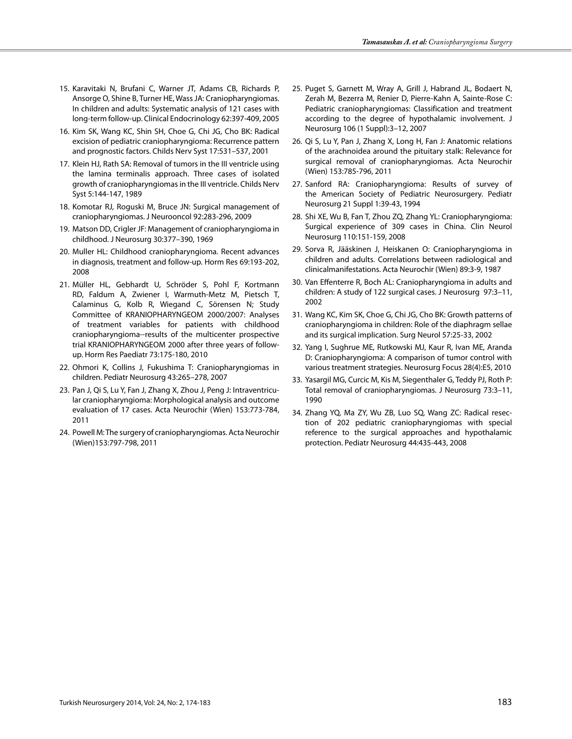15. Karavitaki N, Brufani C, Warner JT, Adams CB, Richards P, Ansorge O, Shine B, Turner HE, Wass JA: Craniopharyngiomas. In children and adults: Systematic analysis of 121 cases with long-term follow-up. Clinical Endocrinology 62:397-409, 2005
16. Kim SK, Wang KC, Shin SH, Choe G, Chi JG, Cho BK: Radical excision of pediatric craniopharyngioma: Recurrence pattern and prognostic factors. Childs Nerv Syst 17:531–537, 2001
17. Klein HJ, Rath SA: Removal of tumors in the III ventricle using the lamina terminalis approach. Three cases of isolated growth of craniopharyngiomas in the III ventricle. Childs Nerv Syst 5:144-147, 1989
18. Komotar RJ, Roguski M, Bruce JN: Surgical management of craniopharyngiomas. J Neurooncol 92:283-296, 2009
19. Matson DD, Crigler JF: Management of craniopharyngioma in childhood. J Neurosurg 30:377–390, 1969
20. Muller HL: Childhood craniopharyngioma. Recent advances in diagnosis, treatment and follow-up. Horm Res 69:193-202, 2008
21. Müller HL, Gebhardt U, Schröder S, Pohl F, Kortmann RD, Faldum A, Zwiener I, Warmuth-Metz M, Pietsch T, Calaminus G, Kolb R, Wiegand C, Sörensen N; Study Committee of KRANIOPHARYNGEOM 2000/2007: Analyses of treatment variables for patients with childhood craniopharyngioma--results of the multicenter prospective trial KRANIOPHARYNGEOM 2000 after three years of follow-up. Horm Res Paediatr 73:175-180, 2010
22. Ohmori K, Collins J, Fukushima T: Craniopharyngiomas in children. Pediatr Neurosurg 43:265–278, 2007
23. Pan J, Qi S, Lu Y, Fan J, Zhang X, Zhou J, Peng J: Intraventricular craniopharyngioma: Morphological analysis and outcome evaluation of 17 cases. Acta Neurochir (Wien) 153:773-784, 2011
24. Powell M: The surgery of craniopharyngiomas. Acta Neurochir (Wien)153:797-798, 2011
25. Puget S, Garnett M, Wray A, Grill J, Habrand JL, Bodaert N, Zerah M, Bezerra M, Renier D, Pierre-Kahn A, Sainte-Rose C: Pediatric craniopharyngiomas: Classification and treatment according to the degree of hypothalamic involvement. J Neurosurg 106 (1 Suppl):3–12, 2007
26. Qi S, Lu Y, Pan J, Zhang X, Long H, Fan J: Anatomic relations of the arachnoidea around the pituitary stalk: Relevance for surgical removal of craniopharyngiomas. Acta Neurochir (Wien) 153:785-796, 2011
27. Sanford RA: Craniopharyngioma: Results of survey of the American Society of Pediatric Neurosurgery. Pediatr Neurosurg 21 Suppl 1:39-43, 1994
28. Shi XE, Wu B, Fan T, Zhou ZQ, Zhang YL: Craniopharyngioma: Surgical experience of 309 cases in China. Clin Neurol Neurosurg 110:151-159, 2008
29. Sorva R, Jääskinen J, Heiskanen O: Craniopharyngioma in children and adults. Correlations between radiological and clinicalmanifestations. Acta Neurochir (Wien) 89:3-9, 1987
30. Van Effenterre R, Boch AL: Craniopharyngioma in adults and children: A study of 122 surgical cases. J Neurosurg 97:3–11, 2002
31. Wang KC, Kim SK, Choe G, Chi JG, Cho BK: Growth patterns of craniopharyngioma in children: Role of the diaphragm sellae and its surgical implication. Surg Neurol 57:25-33, 2002
32. Yang I, Sughrue ME, Rutkowski MJ, Kaur R, Ivan ME, Aranda D: Craniopharyngioma: A comparison of tumor control with various treatment strategies. Neurosurg Focus 28(4):E5, 2010
33. Yasargil MG, Curcic M, Kis M, Siegenthaler G, Teddy PJ, Roth P: Total removal of craniopharyngiomas. J Neurosurg 73:3–11, 1990
34. Zhang YQ, Ma ZY, Wu ZB, Luo SQ, Wang ZC: Radical resection of 202 pediatric craniopharyngiomas with special reference to the surgical approaches and hypothalamic protection. Pediatr Neurosurg 44:435-443, 2008